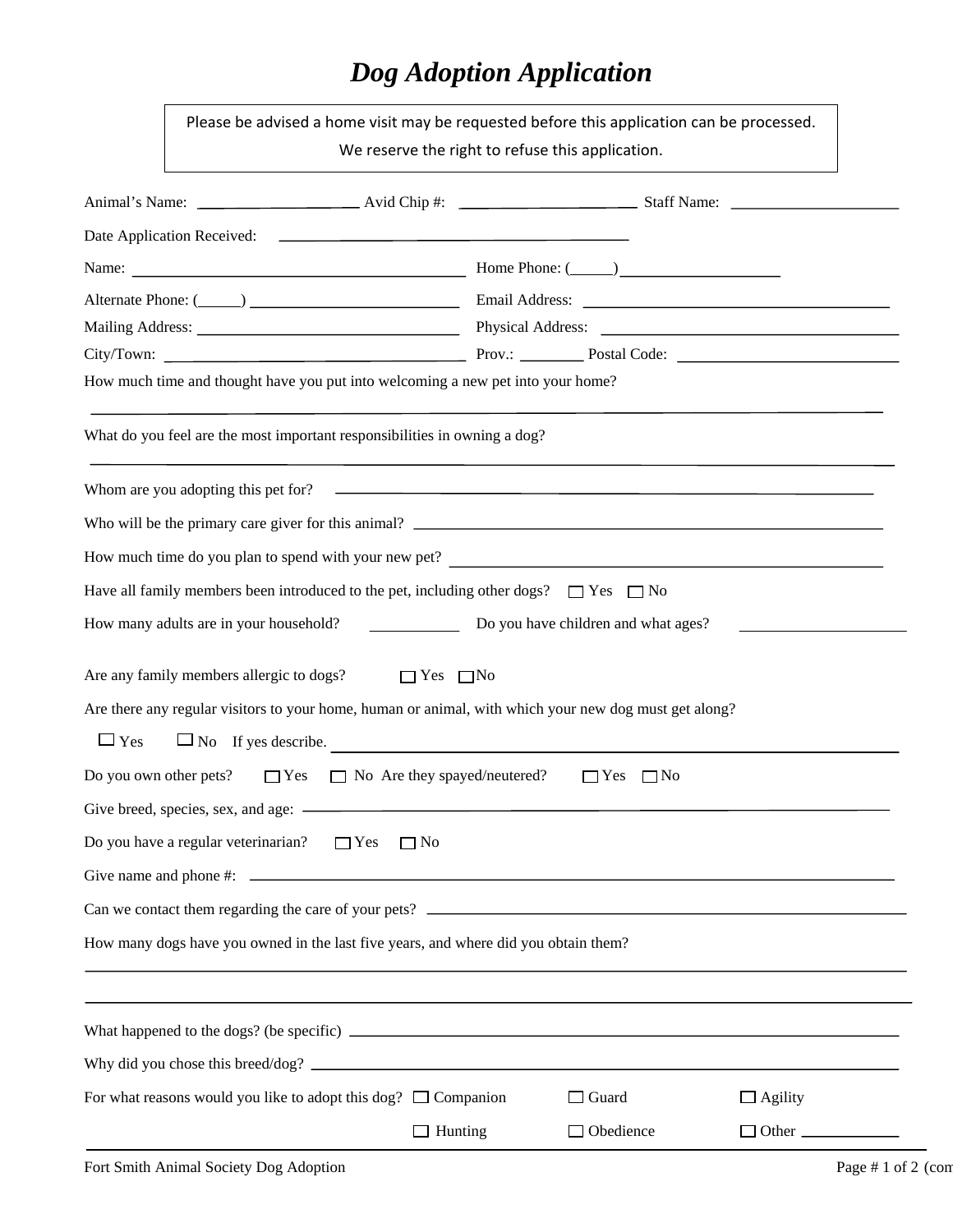# *Dog Adoption Application*

Please be advised a home visit may be requested before this application can be processed.
We reserve the right to refuse this application.

Animal's Name: ____________________ Avid Chip #: ______________________ Staff Name: _____________________

Date Application Received: ____________________________________________

Name: __________________________________________ Home Phone: (_____)____________________

Alternate Phone: (_____) __________________________ Email Address: _____________________________________

Mailing Address: _________________________________ Physical Address: ____________________________________

City/Town: ______________________________________ Prov.: ________ Postal Code: ____________________________

How much time and thought have you put into welcoming a new pet into your home?

_____________________________________________________________________________________________

What do you feel are the most important responsibilities in owning a dog?

_____________________________________________________________________________________________

Whom are you adopting this pet for? ______________________________________________________________

Who will be the primary care giver for this animal? ___________________________________________________

How much time do you plan to spend with your new pet? _______________________________________________

Have all family members been introduced to the pet, including other dogs? ☐ Yes ☐ No

How many adults are in your household? ___________ Do you have children and what ages? ____________________

Are any family members allergic to dogs? ☐ Yes ☐ No

Are there any regular visitors to your home, human or animal, with which your new dog must get along?

☐ Yes ☐ No If yes describe. _______________________________________________________________________

Do you own other pets? ☐ Yes ☐ No Are they spayed/neutered? ☐ Yes ☐ No

Give breed, species, sex, and age: __________________________________________________________________

Do you have a regular veterinarian? ☐ Yes ☐ No

Give name and phone #: _________________________________________________________________________

Can we contact them regarding the care of your pets? ___________________________________________________

How many dogs have you owned in the last five years, and where did you obtain them?

_____________________________________________________________________________________________

_____________________________________________________________________________________________

What happened to the dogs? (be specific) ____________________________________________________________

Why did you chose this breed/dog? _________________________________________________________________

For what reasons would you like to adopt this dog? ☐ Companion ☐ Guard ☐ Agility

☐ Hunting ☐ Obedience ☐ Other ____________

Fort Smith Animal Society Dog Adoption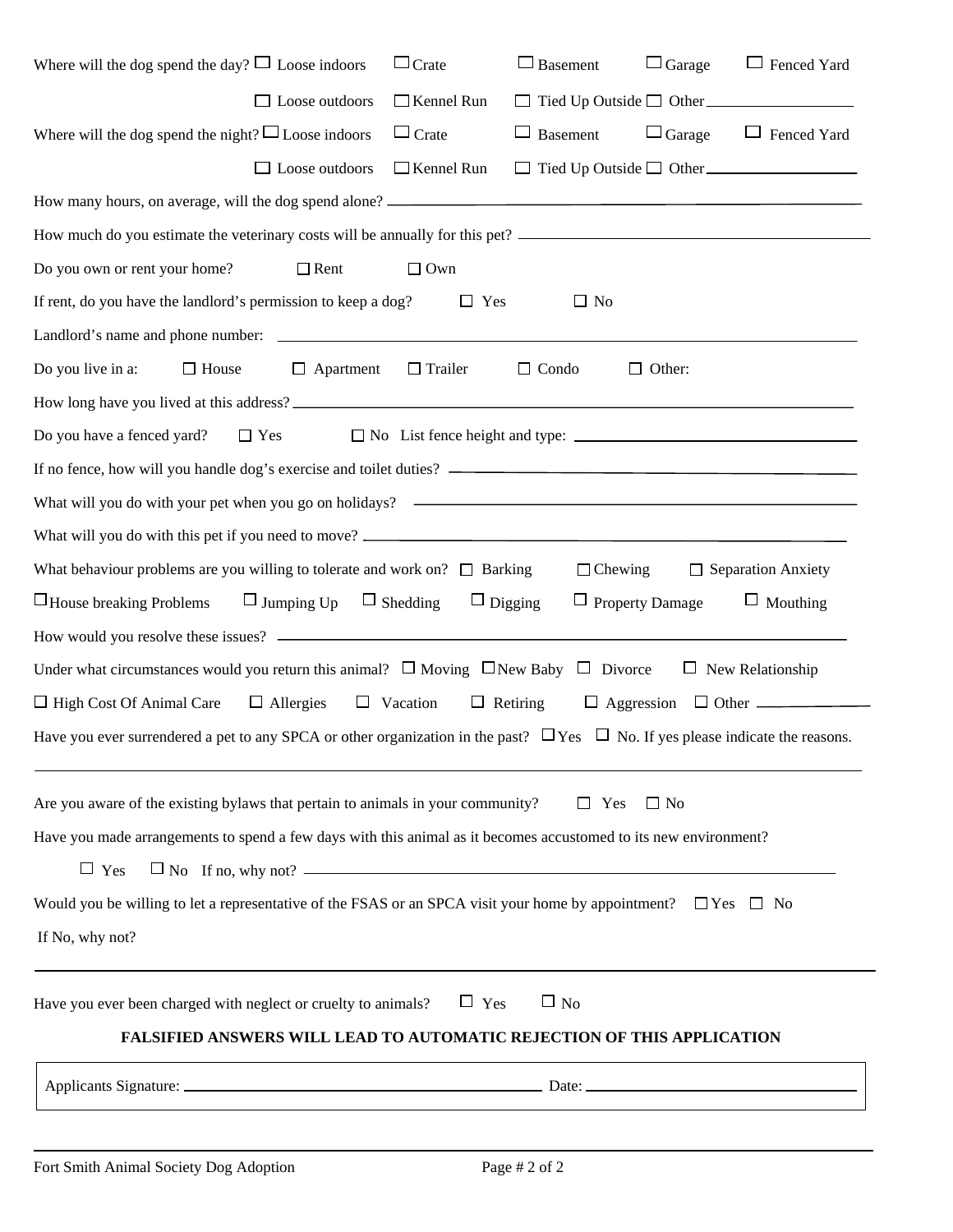Where will the dog spend the day? ☐ Loose indoors ☐ Crate ☐ Basement ☐ Garage ☐ Fenced Yard

☐ Loose outdoors ☐ Kennel Run ☐ Tied Up Outside ☐ Other ___________

Where will the dog spend the night? ☐ Loose indoors ☐ Crate ☐ Basement ☐ Garage ☐ Fenced Yard

☐ Loose outdoors ☐ Kennel Run ☐ Tied Up Outside ☐ Other ___________

How many hours, on average, will the dog spend alone? ___________

How much do you estimate the veterinary costs will be annually for this pet? ___________

Do you own or rent your home? ☐ Rent ☐ Own

If rent, do you have the landlord's permission to keep a dog? ☐ Yes ☐ No

Landlord's name and phone number: ___________

Do you live in a: ☐ House ☐ Apartment ☐ Trailer ☐ Condo ☐ Other:

How long have you lived at this address? ___________

Do you have a fenced yard? ☐ Yes ☐ No List fence height and type: ___________

If no fence, how will you handle dog's exercise and toilet duties? ___________

What will you do with your pet when you go on holidays? ___________

What will you do with this pet if you need to move? ___________

What behaviour problems are you willing to tolerate and work on? ☐ Barking ☐ Chewing ☐ Separation Anxiety

☐ House breaking Problems ☐ Jumping Up ☐ Shedding ☐ Digging ☐ Property Damage ☐ Mouthing

How would you resolve these issues? ___________

Under what circumstances would you return this animal? ☐ Moving ☐ New Baby ☐ Divorce ☐ New Relationship

☐ High Cost Of Animal Care ☐ Allergies ☐ Vacation ☐ Retiring ☐ Aggression ☐ Other ___________

Have you ever surrendered a pet to any SPCA or other organization in the past? ☐ Yes ☐ No. If yes please indicate the reasons.

___________

Are you aware of the existing bylaws that pertain to animals in your community? ☐ Yes ☐ No

Have you made arrangements to spend a few days with this animal as it becomes accustomed to its new environment?

☐ Yes ☐ No If no, why not? ___________

Would you be willing to let a representative of the FSAS or an SPCA visit your home by appointment? ☐ Yes ☐ No

If No, why not?

___________

Have you ever been charged with neglect or cruelty to animals? ☐ Yes ☐ No

**FALSIFIED ANSWERS WILL LEAD TO AUTOMATIC REJECTION OF THIS APPLICATION**

Applicants Signature: ___________ Date: ___________

Fort Smith Animal Society Dog Adoption